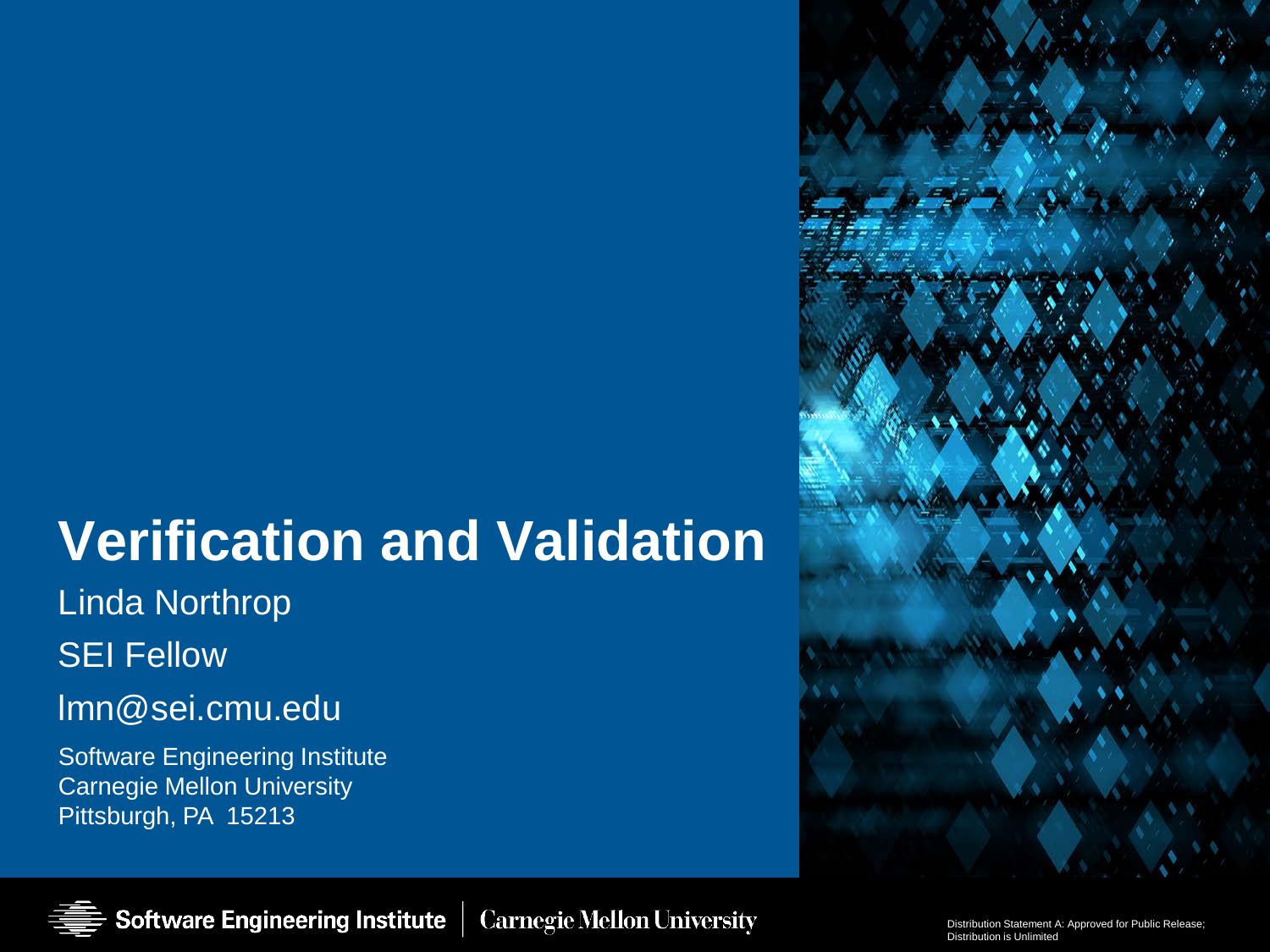# Verification and Validation

Linda Northrop

SEI Fellow

lmn@sei.cmu.edu

Software Engineering Institute
Carnegie Mellon University
Pittsburgh, PA 15213

Software Engineering Institute | Carnegie Mellon University

Distribution Statement A: Approved for Public Release; Distribution is Unlimited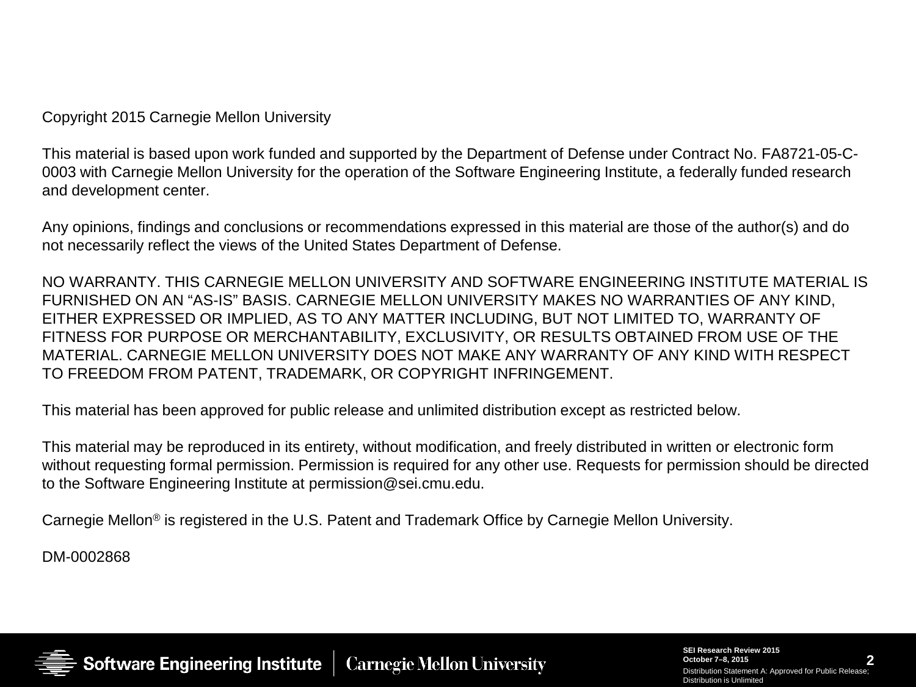Copyright 2015 Carnegie Mellon University

This material is based upon work funded and supported by the Department of Defense under Contract No. FA8721-05-C-0003 with Carnegie Mellon University for the operation of the Software Engineering Institute, a federally funded research and development center.

Any opinions, findings and conclusions or recommendations expressed in this material are those of the author(s) and do not necessarily reflect the views of the United States Department of Defense.

NO WARRANTY. THIS CARNEGIE MELLON UNIVERSITY AND SOFTWARE ENGINEERING INSTITUTE MATERIAL IS FURNISHED ON AN “AS-IS” BASIS. CARNEGIE MELLON UNIVERSITY MAKES NO WARRANTIES OF ANY KIND, EITHER EXPRESSED OR IMPLIED, AS TO ANY MATTER INCLUDING, BUT NOT LIMITED TO, WARRANTY OF FITNESS FOR PURPOSE OR MERCHANTABILITY, EXCLUSIVITY, OR RESULTS OBTAINED FROM USE OF THE MATERIAL. CARNEGIE MELLON UNIVERSITY DOES NOT MAKE ANY WARRANTY OF ANY KIND WITH RESPECT TO FREEDOM FROM PATENT, TRADEMARK, OR COPYRIGHT INFRINGEMENT.

This material has been approved for public release and unlimited distribution except as restricted below.

This material may be reproduced in its entirety, without modification, and freely distributed in written or electronic form without requesting formal permission. Permission is required for any other use. Requests for permission should be directed to the Software Engineering Institute at permission@sei.cmu.edu.

Carnegie Mellon® is registered in the U.S. Patent and Trademark Office by Carnegie Mellon University.

DM-0002868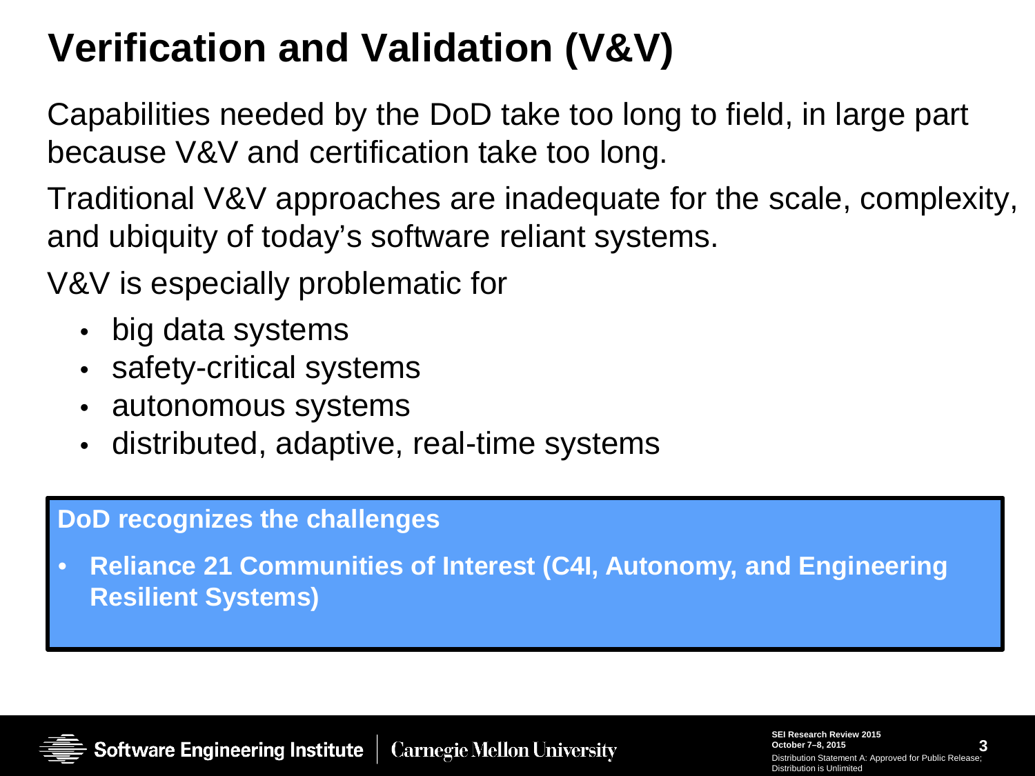# Verification and Validation (V&V)

Capabilities needed by the DoD take too long to field, in large part because V&V and certification take too long.

Traditional V&V approaches are inadequate for the scale, complexity, and ubiquity of today's software reliant systems.

V&V is especially problematic for

- big data systems
- safety-critical systems
- autonomous systems
- distributed, adaptive, real-time systems

**DoD recognizes the challenges**

- **Reliance 21 Communities of Interest (C4I, Autonomy, and Engineering Resilient Systems)**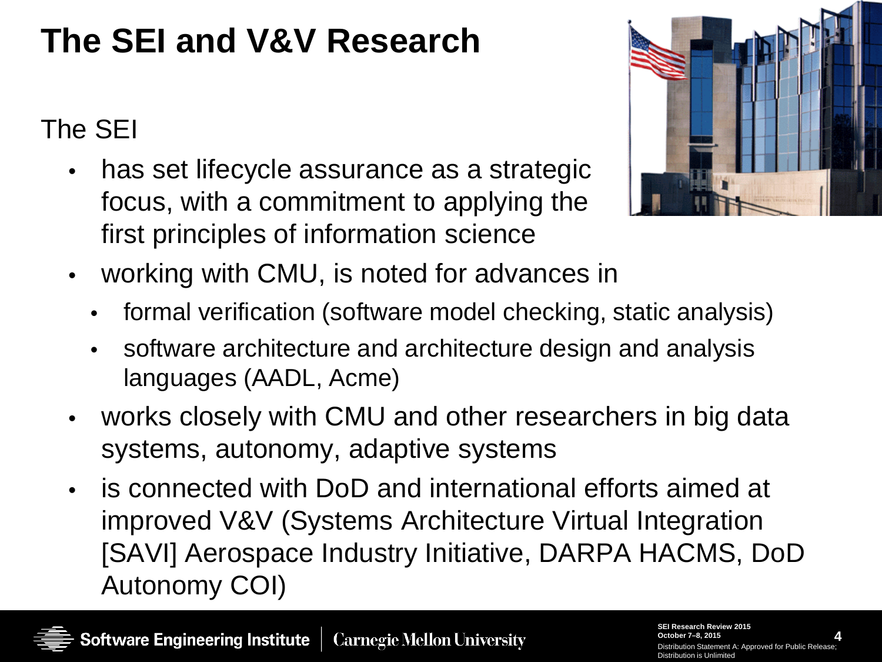# The SEI and V&V Research

The SEI

- has set lifecycle assurance as a strategic focus, with a commitment to applying the first principles of information science
- working with CMU, is noted for advances in
  - formal verification (software model checking, static analysis)
  - software architecture and architecture design and analysis languages (AADL, Acme)
- works closely with CMU and other researchers in big data systems, autonomy, adaptive systems
- is connected with DoD and international efforts aimed at improved V&V (Systems Architecture Virtual Integration [SAVI] Aerospace Industry Initiative, DARPA HACMS, DoD Autonomy COI)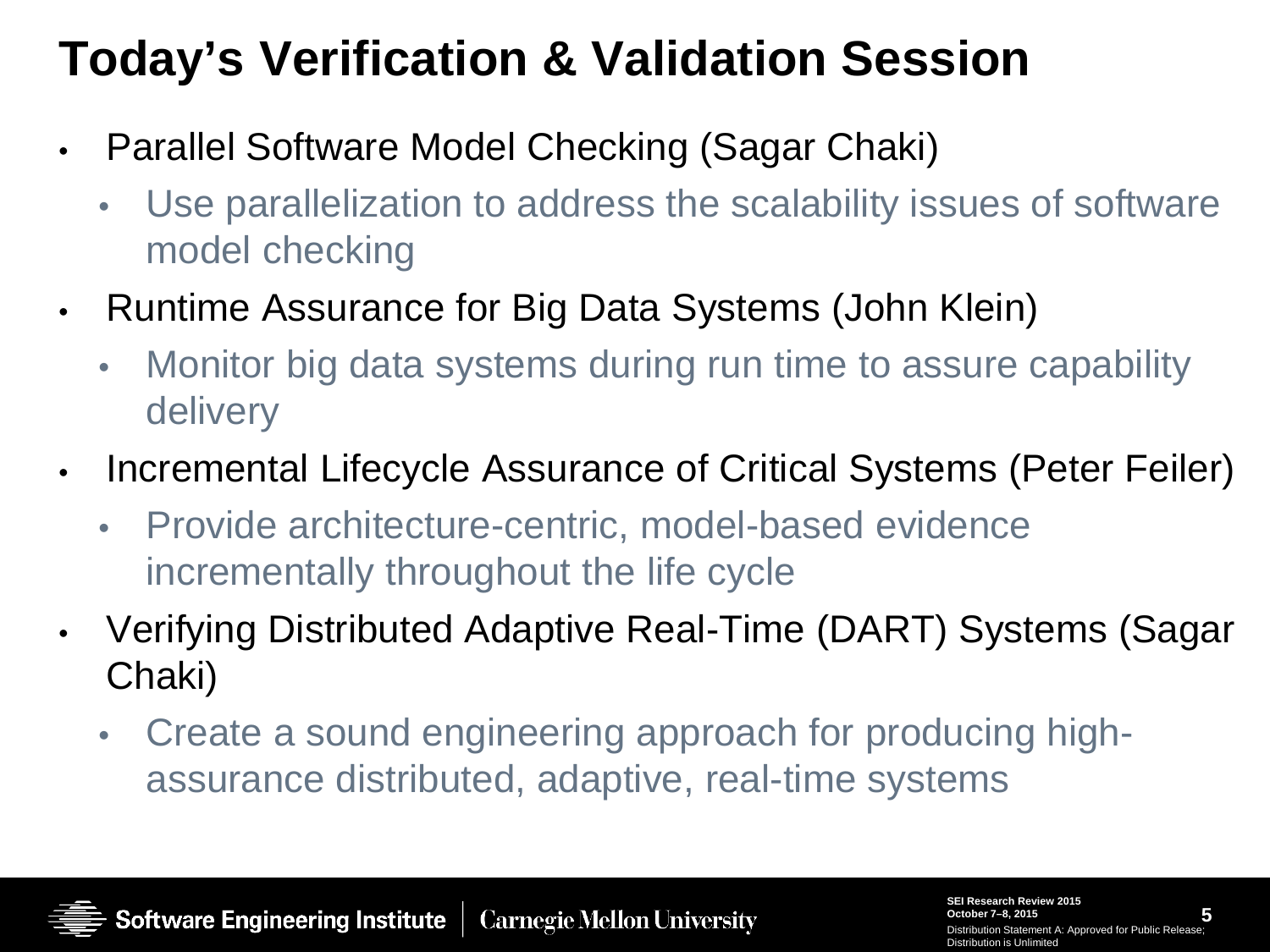# Today's Verification & Validation Session

- Parallel Software Model Checking (Sagar Chaki)
  - Use parallelization to address the scalability issues of software model checking
- Runtime Assurance for Big Data Systems (John Klein)
  - Monitor big data systems during run time to assure capability delivery
- Incremental Lifecycle Assurance of Critical Systems (Peter Feiler)
  - Provide architecture-centric, model-based evidence incrementally throughout the life cycle
- Verifying Distributed Adaptive Real-Time (DART) Systems (Sagar Chaki)
  - Create a sound engineering approach for producing high-assurance distributed, adaptive, real-time systems